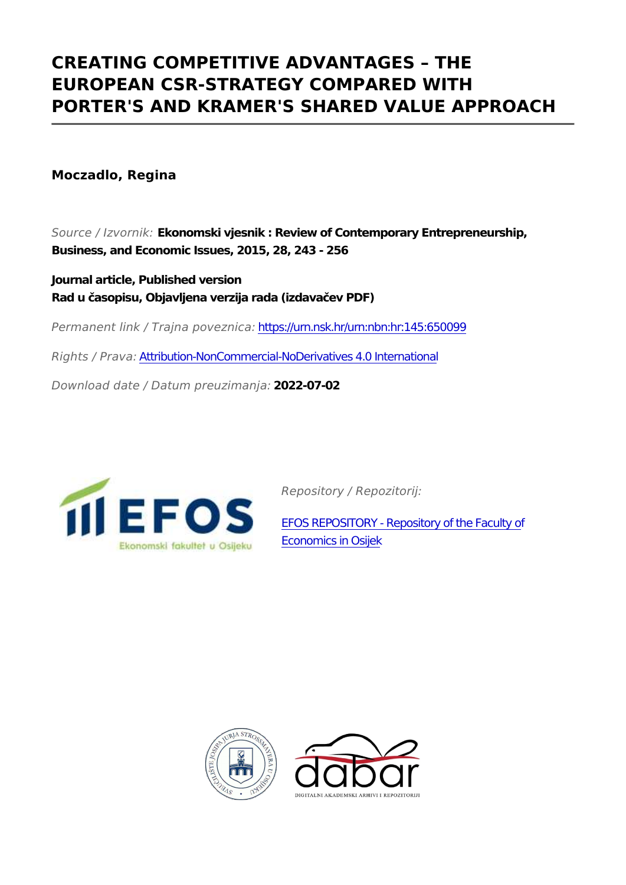# CREATING COMPETITIVE ADVANTAGES – THE EUROPEAN CSR-STRATEGY COMPARED WITH PORTER'S AND KRAMER'S SHARED VALUE APPROACH

**Moczadlo, Regina**

*Source / Izvornik:* **Ekonomski vjesnik : Review of Contemporary Entrepreneurship, Business, and Economic Issues, 2015, 28, 243 - 256**

**Journal article, Published version**
**Rad u časopisu, Objavljena verzija rada (izdavačev PDF)**

*Permanent link / Trajna poveznica:* https://urn.nsk.hr/urn:nbn:hr:145:650099

*Rights / Prava:* Attribution-NonCommercial-NoDerivatives 4.0 International

*Download date / Datum preuzimanja:* **2022-07-02**

*Repository / Repozitorij:*

EFOS REPOSITORY - Repository of the Faculty of Economics in Osijek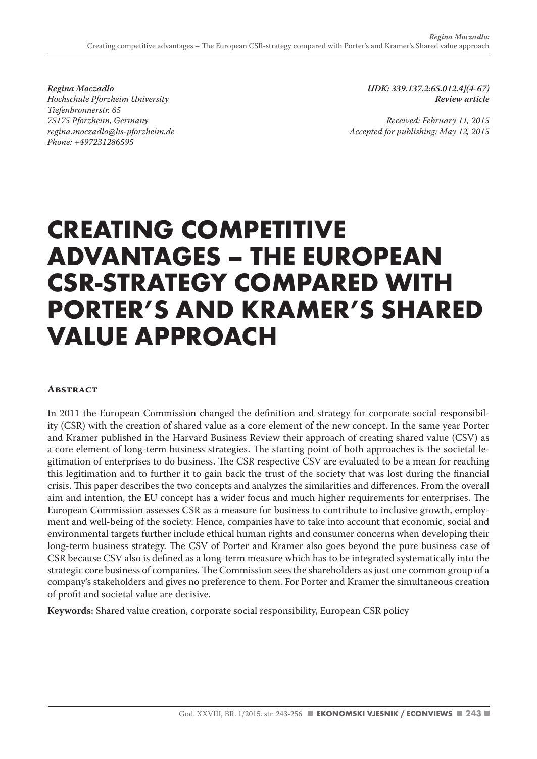*Regina Moczadlo*
*Hochschule Pforzheim University*
*Tiefenbronnerstr. 65*
*75175 Pforzheim, Germany*
*regina.moczadlo@hs-pforzheim.de*
*Phone: +497231286595*

*UDK: 339.137.2:65.012.4](4-67)*
*Review article*

*Received: February 11, 2015*
*Accepted for publishing: May 12, 2015*

# CREATING COMPETITIVE ADVANTAGES – THE EUROPEAN CSR-STRATEGY COMPARED WITH PORTER'S AND KRAMER'S SHARED VALUE APPROACH

## Abstract

In 2011 the European Commission changed the definition and strategy for corporate social responsibility (CSR) with the creation of shared value as a core element of the new concept. In the same year Porter and Kramer published in the Harvard Business Review their approach of creating shared value (CSV) as a core element of long-term business strategies. The starting point of both approaches is the societal legitimation of enterprises to do business. The CSR respective CSV are evaluated to be a mean for reaching this legitimation and to further it to gain back the trust of the society that was lost during the financial crisis. This paper describes the two concepts and analyzes the similarities and differences. From the overall aim and intention, the EU concept has a wider focus and much higher requirements for enterprises. The European Commission assesses CSR as a measure for business to contribute to inclusive growth, employment and well-being of the society. Hence, companies have to take into account that economic, social and environmental targets further include ethical human rights and consumer concerns when developing their long-term business strategy. The CSV of Porter and Kramer also goes beyond the pure business case of CSR because CSV also is defined as a long-term measure which has to be integrated systematically into the strategic core business of companies. The Commission sees the shareholders as just one common group of a company's stakeholders and gives no preference to them. For Porter and Kramer the simultaneous creation of profit and societal value are decisive.

**Keywords:** Shared value creation, corporate social responsibility, European CSR policy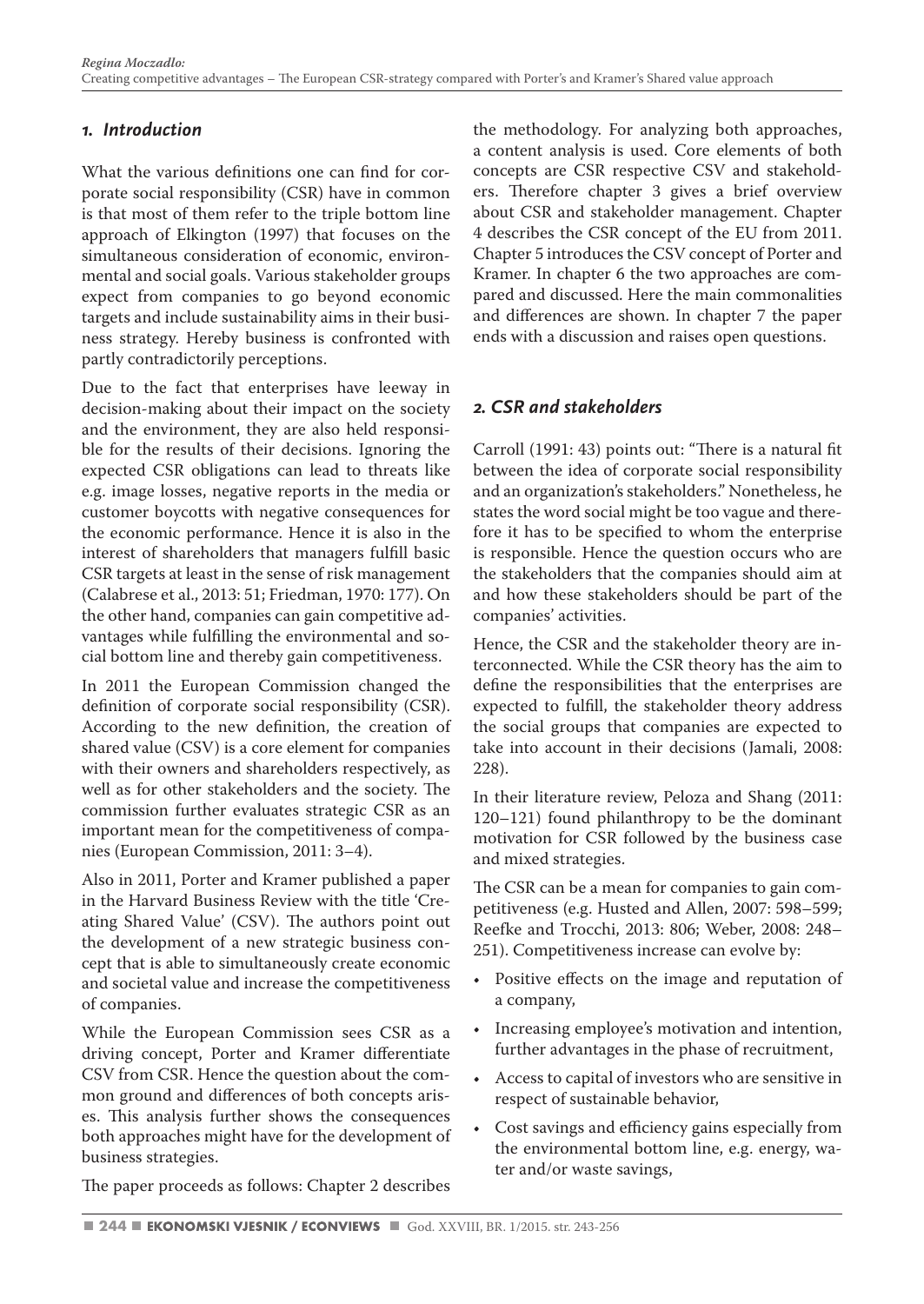## *1. Introduction*

What the various definitions one can find for corporate social responsibility (CSR) have in common is that most of them refer to the triple bottom line approach of Elkington (1997) that focuses on the simultaneous consideration of economic, environmental and social goals. Various stakeholder groups expect from companies to go beyond economic targets and include sustainability aims in their business strategy. Hereby business is confronted with partly contradictorily perceptions.

Due to the fact that enterprises have leeway in decision-making about their impact on the society and the environment, they are also held responsible for the results of their decisions. Ignoring the expected CSR obligations can lead to threats like e.g. image losses, negative reports in the media or customer boycotts with negative consequences for the economic performance. Hence it is also in the interest of shareholders that managers fulfill basic CSR targets at least in the sense of risk management (Calabrese et al., 2013: 51; Friedman, 1970: 177). On the other hand, companies can gain competitive advantages while fulfilling the environmental and social bottom line and thereby gain competitiveness.

In 2011 the European Commission changed the definition of corporate social responsibility (CSR). According to the new definition, the creation of shared value (CSV) is a core element for companies with their owners and shareholders respectively, as well as for other stakeholders and the society. The commission further evaluates strategic CSR as an important mean for the competitiveness of companies (European Commission, 2011: 3–4).

Also in 2011, Porter and Kramer published a paper in the Harvard Business Review with the title 'Creating Shared Value' (CSV). The authors point out the development of a new strategic business concept that is able to simultaneously create economic and societal value and increase the competitiveness of companies.

While the European Commission sees CSR as a driving concept, Porter and Kramer differentiate CSV from CSR. Hence the question about the common ground and differences of both concepts arises. This analysis further shows the consequences both approaches might have for the development of business strategies.

The paper proceeds as follows: Chapter 2 describes the methodology. For analyzing both approaches, a content analysis is used. Core elements of both concepts are CSR respective CSV and stakeholders. Therefore chapter 3 gives a brief overview about CSR and stakeholder management. Chapter 4 describes the CSR concept of the EU from 2011. Chapter 5 introduces the CSV concept of Porter and Kramer. In chapter 6 the two approaches are compared and discussed. Here the main commonalities and differences are shown. In chapter 7 the paper ends with a discussion and raises open questions.

## *2. CSR and stakeholders*

Carroll (1991: 43) points out: "There is a natural fit between the idea of corporate social responsibility and an organization's stakeholders." Nonetheless, he states the word social might be too vague and therefore it has to be specified to whom the enterprise is responsible. Hence the question occurs who are the stakeholders that the companies should aim at and how these stakeholders should be part of the companies' activities.

Hence, the CSR and the stakeholder theory are interconnected. While the CSR theory has the aim to define the responsibilities that the enterprises are expected to fulfill, the stakeholder theory address the social groups that companies are expected to take into account in their decisions (Jamali, 2008: 228).

In their literature review, Peloza and Shang (2011: 120–121) found philanthropy to be the dominant motivation for CSR followed by the business case and mixed strategies.

The CSR can be a mean for companies to gain competitiveness (e.g. Husted and Allen, 2007: 598–599; Reefke and Trocchi, 2013: 806; Weber, 2008: 248–251). Competitiveness increase can evolve by:

- Positive effects on the image and reputation of a company,
- Increasing employee's motivation and intention, further advantages in the phase of recruitment,
- Access to capital of investors who are sensitive in respect of sustainable behavior,
- Cost savings and efficiency gains especially from the environmental bottom line, e.g. energy, water and/or waste savings,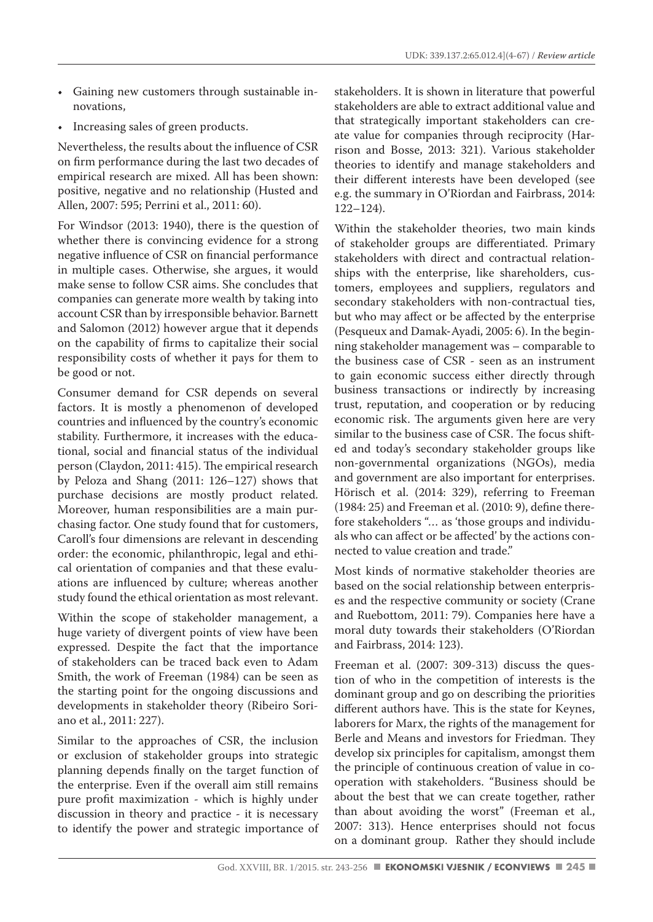- Gaining new customers through sustainable innovations,
- Increasing sales of green products.

Nevertheless, the results about the influence of CSR on firm performance during the last two decades of empirical research are mixed. All has been shown: positive, negative and no relationship (Husted and Allen, 2007: 595; Perrini et al., 2011: 60).

For Windsor (2013: 1940), there is the question of whether there is convincing evidence for a strong negative influence of CSR on financial performance in multiple cases. Otherwise, she argues, it would make sense to follow CSR aims. She concludes that companies can generate more wealth by taking into account CSR than by irresponsible behavior. Barnett and Salomon (2012) however argue that it depends on the capability of firms to capitalize their social responsibility costs of whether it pays for them to be good or not.

Consumer demand for CSR depends on several factors. It is mostly a phenomenon of developed countries and influenced by the country's economic stability. Furthermore, it increases with the educational, social and financial status of the individual person (Claydon, 2011: 415). The empirical research by Peloza and Shang (2011: 126–127) shows that purchase decisions are mostly product related. Moreover, human responsibilities are a main purchasing factor. One study found that for customers, Caroll's four dimensions are relevant in descending order: the economic, philanthropic, legal and ethical orientation of companies and that these evaluations are influenced by culture; whereas another study found the ethical orientation as most relevant.

Within the scope of stakeholder management, a huge variety of divergent points of view have been expressed. Despite the fact that the importance of stakeholders can be traced back even to Adam Smith, the work of Freeman (1984) can be seen as the starting point for the ongoing discussions and developments in stakeholder theory (Ribeiro Soriano et al., 2011: 227).

Similar to the approaches of CSR, the inclusion or exclusion of stakeholder groups into strategic planning depends finally on the target function of the enterprise. Even if the overall aim still remains pure profit maximization - which is highly under discussion in theory and practice - it is necessary to identify the power and strategic importance of stakeholders. It is shown in literature that powerful stakeholders are able to extract additional value and that strategically important stakeholders can create value for companies through reciprocity (Harrison and Bosse, 2013: 321). Various stakeholder theories to identify and manage stakeholders and their different interests have been developed (see e.g. the summary in O'Riordan and Fairbrass, 2014: 122–124).

Within the stakeholder theories, two main kinds of stakeholder groups are differentiated. Primary stakeholders with direct and contractual relationships with the enterprise, like shareholders, customers, employees and suppliers, regulators and secondary stakeholders with non-contractual ties, but who may affect or be affected by the enterprise (Pesqueux and Damak-Ayadi, 2005: 6). In the beginning stakeholder management was – comparable to the business case of CSR - seen as an instrument to gain economic success either directly through business transactions or indirectly by increasing trust, reputation, and cooperation or by reducing economic risk. The arguments given here are very similar to the business case of CSR. The focus shifted and today's secondary stakeholder groups like non-governmental organizations (NGOs), media and government are also important for enterprises. Hörisch et al. (2014: 329), referring to Freeman (1984: 25) and Freeman et al. (2010: 9), define therefore stakeholders "… as 'those groups and individuals who can affect or be affected' by the actions connected to value creation and trade."

Most kinds of normative stakeholder theories are based on the social relationship between enterprises and the respective community or society (Crane and Ruebottom, 2011: 79). Companies here have a moral duty towards their stakeholders (O'Riordan and Fairbrass, 2014: 123).

Freeman et al. (2007: 309-313) discuss the question of who in the competition of interests is the dominant group and go on describing the priorities different authors have. This is the state for Keynes, laborers for Marx, the rights of the management for Berle and Means and investors for Friedman. They develop six principles for capitalism, amongst them the principle of continuous creation of value in cooperation with stakeholders. "Business should be about the best that we can create together, rather than about avoiding the worst" (Freeman et al., 2007: 313). Hence enterprises should not focus on a dominant group. Rather they should include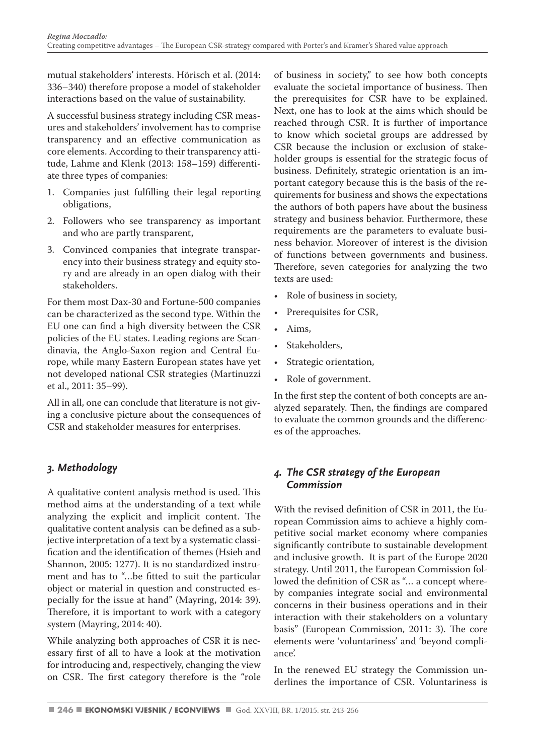mutual stakeholders' interests. Hörisch et al. (2014: 336–340) therefore propose a model of stakeholder interactions based on the value of sustainability.

A successful business strategy including CSR measures and stakeholders' involvement has to comprise transparency and an effective communication as core elements. According to their transparency attitude, Lahme and Klenk (2013: 158–159) differentiate three types of companies:

1. Companies just fulfilling their legal reporting obligations,
2. Followers who see transparency as important and who are partly transparent,
3. Convinced companies that integrate transparency into their business strategy and equity story and are already in an open dialog with their stakeholders.

For them most Dax-30 and Fortune-500 companies can be characterized as the second type. Within the EU one can find a high diversity between the CSR policies of the EU states. Leading regions are Scandinavia, the Anglo-Saxon region and Central Europe, while many Eastern European states have yet not developed national CSR strategies (Martinuzzi et al., 2011: 35–99).

All in all, one can conclude that literature is not giving a conclusive picture about the consequences of CSR and stakeholder measures for enterprises.

## *3. Methodology*

A qualitative content analysis method is used. This method aims at the understanding of a text while analyzing the explicit and implicit content. The qualitative content analysis can be defined as a subjective interpretation of a text by a systematic classification and the identification of themes (Hsieh and Shannon, 2005: 1277). It is no standardized instrument and has to "…be fitted to suit the particular object or material in question and constructed especially for the issue at hand" (Mayring, 2014: 39). Therefore, it is important to work with a category system (Mayring, 2014: 40).

While analyzing both approaches of CSR it is necessary first of all to have a look at the motivation for introducing and, respectively, changing the view on CSR. The first category therefore is the "role of business in society," to see how both concepts evaluate the societal importance of business. Then the prerequisites for CSR have to be explained. Next, one has to look at the aims which should be reached through CSR. It is further of importance to know which societal groups are addressed by CSR because the inclusion or exclusion of stakeholder groups is essential for the strategic focus of business. Definitely, strategic orientation is an important category because this is the basis of the requirements for business and shows the expectations the authors of both papers have about the business strategy and business behavior. Furthermore, these requirements are the parameters to evaluate business behavior. Moreover of interest is the division of functions between governments and business. Therefore, seven categories for analyzing the two texts are used:

- Role of business in society,
- Prerequisites for CSR,
- Aims,
- Stakeholders,
- Strategic orientation,
- Role of government.

In the first step the content of both concepts are analyzed separately. Then, the findings are compared to evaluate the common grounds and the differences of the approaches.

## *4. The CSR strategy of the European Commission*

With the revised definition of CSR in 2011, the European Commission aims to achieve a highly competitive social market economy where companies significantly contribute to sustainable development and inclusive growth. It is part of the Europe 2020 strategy. Until 2011, the European Commission followed the definition of CSR as "… a concept whereby companies integrate social and environmental concerns in their business operations and in their interaction with their stakeholders on a voluntary basis" (European Commission, 2011: 3). The core elements were 'voluntariness' and 'beyond compliance'.

In the renewed EU strategy the Commission underlines the importance of CSR. Voluntariness is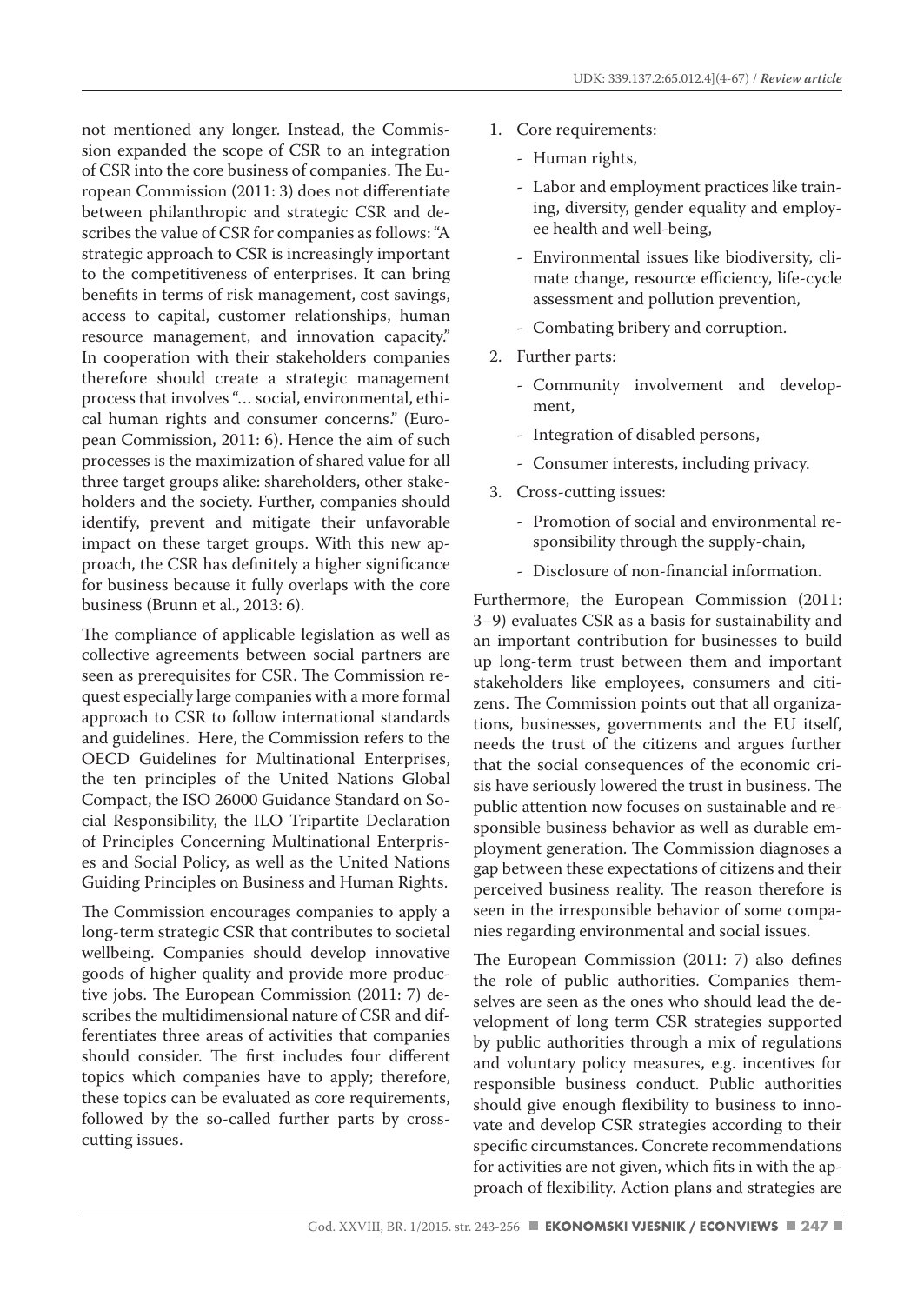not mentioned any longer. Instead, the Commission expanded the scope of CSR to an integration of CSR into the core business of companies. The European Commission (2011: 3) does not differentiate between philanthropic and strategic CSR and describes the value of CSR for companies as follows: "A strategic approach to CSR is increasingly important to the competitiveness of enterprises. It can bring benefits in terms of risk management, cost savings, access to capital, customer relationships, human resource management, and innovation capacity." In cooperation with their stakeholders companies therefore should create a strategic management process that involves "… social, environmental, ethical human rights and consumer concerns." (European Commission, 2011: 6). Hence the aim of such processes is the maximization of shared value for all three target groups alike: shareholders, other stakeholders and the society. Further, companies should identify, prevent and mitigate their unfavorable impact on these target groups. With this new approach, the CSR has definitely a higher significance for business because it fully overlaps with the core business (Brunn et al., 2013: 6).

The compliance of applicable legislation as well as collective agreements between social partners are seen as prerequisites for CSR. The Commission request especially large companies with a more formal approach to CSR to follow international standards and guidelines. Here, the Commission refers to the OECD Guidelines for Multinational Enterprises, the ten principles of the United Nations Global Compact, the ISO 26000 Guidance Standard on Social Responsibility, the ILO Tripartite Declaration of Principles Concerning Multinational Enterprises and Social Policy, as well as the United Nations Guiding Principles on Business and Human Rights.

The Commission encourages companies to apply a long-term strategic CSR that contributes to societal wellbeing. Companies should develop innovative goods of higher quality and provide more productive jobs. The European Commission (2011: 7) describes the multidimensional nature of CSR and differentiates three areas of activities that companies should consider. The first includes four different topics which companies have to apply; therefore, these topics can be evaluated as core requirements, followed by the so-called further parts by cross-cutting issues.

1. Core requirements:
   - Human rights,
   - Labor and employment practices like training, diversity, gender equality and employee health and well-being,
   - Environmental issues like biodiversity, climate change, resource efficiency, life-cycle assessment and pollution prevention,
   - Combating bribery and corruption.
2. Further parts:
   - Community involvement and development,
   - Integration of disabled persons,
   - Consumer interests, including privacy.
3. Cross-cutting issues:
   - Promotion of social and environmental responsibility through the supply-chain,
   - Disclosure of non-financial information.

Furthermore, the European Commission (2011: 3–9) evaluates CSR as a basis for sustainability and an important contribution for businesses to build up long-term trust between them and important stakeholders like employees, consumers and citizens. The Commission points out that all organizations, businesses, governments and the EU itself, needs the trust of the citizens and argues further that the social consequences of the economic crisis have seriously lowered the trust in business. The public attention now focuses on sustainable and responsible business behavior as well as durable employment generation. The Commission diagnoses a gap between these expectations of citizens and their perceived business reality. The reason therefore is seen in the irresponsible behavior of some companies regarding environmental and social issues.

The European Commission (2011: 7) also defines the role of public authorities. Companies themselves are seen as the ones who should lead the development of long term CSR strategies supported by public authorities through a mix of regulations and voluntary policy measures, e.g. incentives for responsible business conduct. Public authorities should give enough flexibility to business to innovate and develop CSR strategies according to their specific circumstances. Concrete recommendations for activities are not given, which fits in with the approach of flexibility. Action plans and strategies are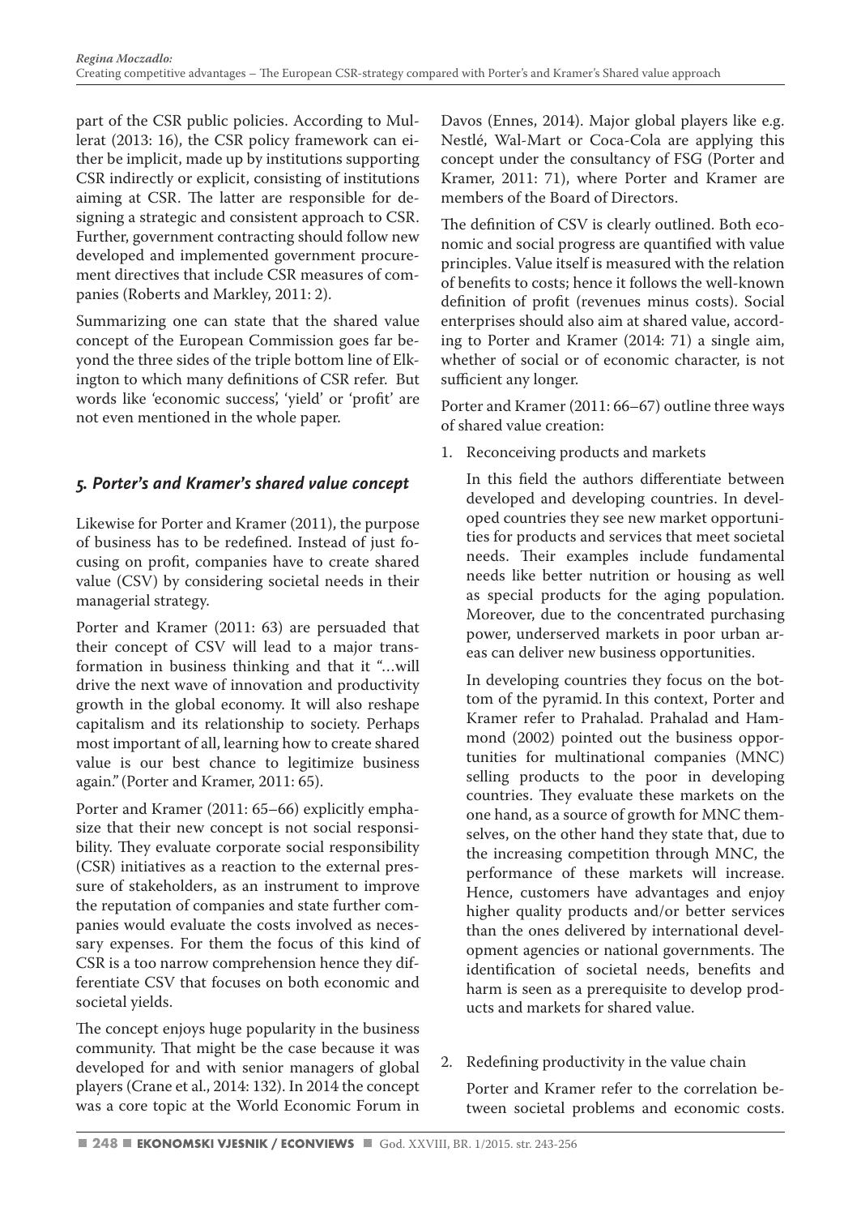part of the CSR public policies. According to Mullerat (2013: 16), the CSR policy framework can either be implicit, made up by institutions supporting CSR indirectly or explicit, consisting of institutions aiming at CSR. The latter are responsible for designing a strategic and consistent approach to CSR. Further, government contracting should follow new developed and implemented government procurement directives that include CSR measures of companies (Roberts and Markley, 2011: 2).

Summarizing one can state that the shared value concept of the European Commission goes far beyond the three sides of the triple bottom line of Elkington to which many definitions of CSR refer. But words like 'economic success', 'yield' or 'profit' are not even mentioned in the whole paper.

## 5. Porter's and Kramer's shared value concept

Likewise for Porter and Kramer (2011), the purpose of business has to be redefined. Instead of just focusing on profit, companies have to create shared value (CSV) by considering societal needs in their managerial strategy.

Porter and Kramer (2011: 63) are persuaded that their concept of CSV will lead to a major transformation in business thinking and that it "…will drive the next wave of innovation and productivity growth in the global economy. It will also reshape capitalism and its relationship to society. Perhaps most important of all, learning how to create shared value is our best chance to legitimize business again." (Porter and Kramer, 2011: 65).

Porter and Kramer (2011: 65–66) explicitly emphasize that their new concept is not social responsibility. They evaluate corporate social responsibility (CSR) initiatives as a reaction to the external pressure of stakeholders, as an instrument to improve the reputation of companies and state further companies would evaluate the costs involved as necessary expenses. For them the focus of this kind of CSR is a too narrow comprehension hence they differentiate CSV that focuses on both economic and societal yields.

The concept enjoys huge popularity in the business community. That might be the case because it was developed for and with senior managers of global players (Crane et al., 2014: 132). In 2014 the concept was a core topic at the World Economic Forum in Davos (Ennes, 2014). Major global players like e.g. Nestlé, Wal-Mart or Coca-Cola are applying this concept under the consultancy of FSG (Porter and Kramer, 2011: 71), where Porter and Kramer are members of the Board of Directors.

The definition of CSV is clearly outlined. Both economic and social progress are quantified with value principles. Value itself is measured with the relation of benefits to costs; hence it follows the well-known definition of profit (revenues minus costs). Social enterprises should also aim at shared value, according to Porter and Kramer (2014: 71) a single aim, whether of social or of economic character, is not sufficient any longer.

Porter and Kramer (2011: 66–67) outline three ways of shared value creation:

1. Reconceiving products and markets

   In this field the authors differentiate between developed and developing countries. In developed countries they see new market opportunities for products and services that meet societal needs. Their examples include fundamental needs like better nutrition or housing as well as special products for the aging population. Moreover, due to the concentrated purchasing power, underserved markets in poor urban areas can deliver new business opportunities.

   In developing countries they focus on the bottom of the pyramid. In this context, Porter and Kramer refer to Prahalad. Prahalad and Hammond (2002) pointed out the business opportunities for multinational companies (MNC) selling products to the poor in developing countries. They evaluate these markets on the one hand, as a source of growth for MNC themselves, on the other hand they state that, due to the increasing competition through MNC, the performance of these markets will increase. Hence, customers have advantages and enjoy higher quality products and/or better services than the ones delivered by international development agencies or national governments. The identification of societal needs, benefits and harm is seen as a prerequisite to develop products and markets for shared value.

2. Redefining productivity in the value chain

   Porter and Kramer refer to the correlation between societal problems and economic costs.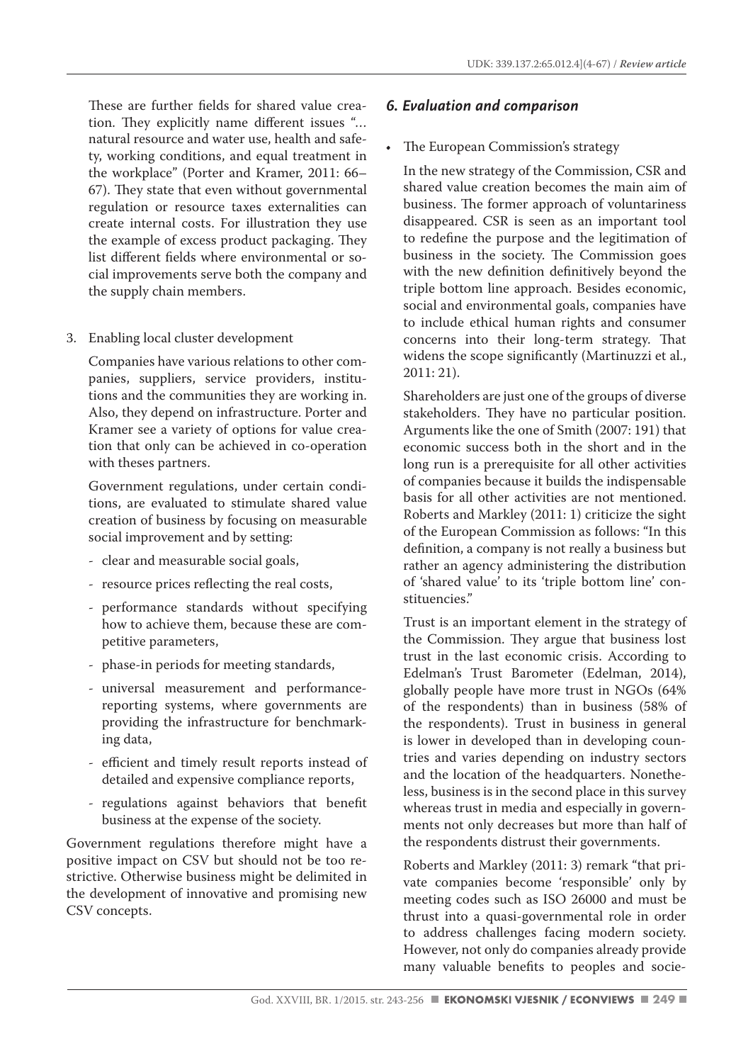These are further fields for shared value creation. They explicitly name different issues "… natural resource and water use, health and safety, working conditions, and equal treatment in the workplace" (Porter and Kramer, 2011: 66–67). They state that even without governmental regulation or resource taxes externalities can create internal costs. For illustration they use the example of excess product packaging. They list different fields where environmental or social improvements serve both the company and the supply chain members.

3. Enabling local cluster development

   Companies have various relations to other companies, suppliers, service providers, institutions and the communities they are working in. Also, they depend on infrastructure. Porter and Kramer see a variety of options for value creation that only can be achieved in co-operation with theses partners.

   Government regulations, under certain conditions, are evaluated to stimulate shared value creation of business by focusing on measurable social improvement and by setting:

   - clear and measurable social goals,
   - resource prices reflecting the real costs,
   - performance standards without specifying how to achieve them, because these are competitive parameters,
   - phase-in periods for meeting standards,
   - universal measurement and performance-reporting systems, where governments are providing the infrastructure for benchmarking data,
   - efficient and timely result reports instead of detailed and expensive compliance reports,
   - regulations against behaviors that benefit business at the expense of the society.

Government regulations therefore might have a positive impact on CSV but should not be too restrictive. Otherwise business might be delimited in the development of innovative and promising new CSV concepts.

## 6. Evaluation and comparison

- The European Commission's strategy

  In the new strategy of the Commission, CSR and shared value creation becomes the main aim of business. The former approach of voluntariness disappeared. CSR is seen as an important tool to redefine the purpose and the legitimation of business in the society. The Commission goes with the new definition definitively beyond the triple bottom line approach. Besides economic, social and environmental goals, companies have to include ethical human rights and consumer concerns into their long-term strategy. That widens the scope significantly (Martinuzzi et al., 2011: 21).

  Shareholders are just one of the groups of diverse stakeholders. They have no particular position. Arguments like the one of Smith (2007: 191) that economic success both in the short and in the long run is a prerequisite for all other activities of companies because it builds the indispensable basis for all other activities are not mentioned. Roberts and Markley (2011: 1) criticize the sight of the European Commission as follows: "In this definition, a company is not really a business but rather an agency administering the distribution of 'shared value' to its 'triple bottom line' constituencies."

  Trust is an important element in the strategy of the Commission. They argue that business lost trust in the last economic crisis. According to Edelman's Trust Barometer (Edelman, 2014), globally people have more trust in NGOs (64% of the respondents) than in business (58% of the respondents). Trust in business in general is lower in developed than in developing countries and varies depending on industry sectors and the location of the headquarters. Nonetheless, business is in the second place in this survey whereas trust in media and especially in governments not only decreases but more than half of the respondents distrust their governments.

  Roberts and Markley (2011: 3) remark "that private companies become 'responsible' only by meeting codes such as ISO 26000 and must be thrust into a quasi-governmental role in order to address challenges facing modern society. However, not only do companies already provide many valuable benefits to peoples and socie-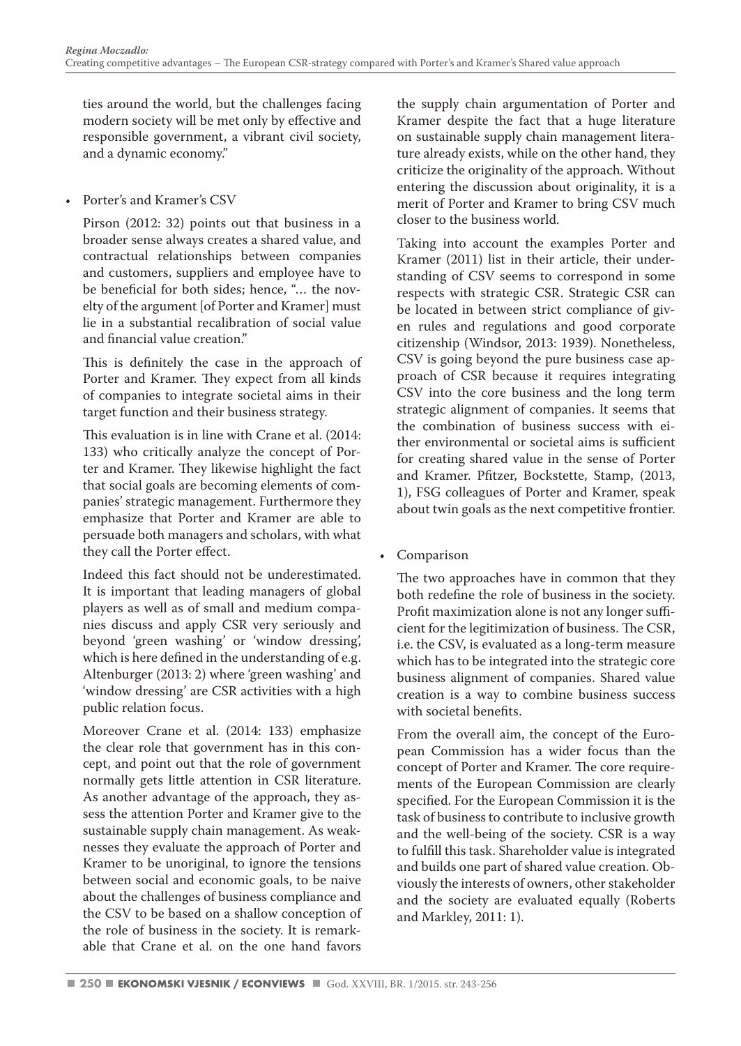ties around the world, but the challenges facing modern society will be met only by effective and responsible government, a vibrant civil society, and a dynamic economy."

- Porter's and Kramer's CSV

  Pirson (2012: 32) points out that business in a broader sense always creates a shared value, and contractual relationships between companies and customers, suppliers and employee have to be beneficial for both sides; hence, "… the novelty of the argument [of Porter and Kramer] must lie in a substantial recalibration of social value and financial value creation."

  This is definitely the case in the approach of Porter and Kramer. They expect from all kinds of companies to integrate societal aims in their target function and their business strategy.

  This evaluation is in line with Crane et al. (2014: 133) who critically analyze the concept of Porter and Kramer. They likewise highlight the fact that social goals are becoming elements of companies' strategic management. Furthermore they emphasize that Porter and Kramer are able to persuade both managers and scholars, with what they call the Porter effect.

  Indeed this fact should not be underestimated. It is important that leading managers of global players as well as of small and medium companies discuss and apply CSR very seriously and beyond 'green washing' or 'window dressing', which is here defined in the understanding of e.g. Altenburger (2013: 2) where 'green washing' and 'window dressing' are CSR activities with a high public relation focus.

  Moreover Crane et al. (2014: 133) emphasize the clear role that government has in this concept, and point out that the role of government normally gets little attention in CSR literature. As another advantage of the approach, they assess the attention Porter and Kramer give to the sustainable supply chain management. As weaknesses they evaluate the approach of Porter and Kramer to be unoriginal, to ignore the tensions between social and economic goals, to be naive about the challenges of business compliance and the CSV to be based on a shallow conception of the role of business in the society. It is remarkable that Crane et al. on the one hand favors the supply chain argumentation of Porter and Kramer despite the fact that a huge literature on sustainable supply chain management literature already exists, while on the other hand, they criticize the originality of the approach. Without entering the discussion about originality, it is a merit of Porter and Kramer to bring CSV much closer to the business world.

  Taking into account the examples Porter and Kramer (2011) list in their article, their understanding of CSV seems to correspond in some respects with strategic CSR. Strategic CSR can be located in between strict compliance of given rules and regulations and good corporate citizenship (Windsor, 2013: 1939). Nonetheless, CSV is going beyond the pure business case approach of CSR because it requires integrating CSV into the core business and the long term strategic alignment of companies. It seems that the combination of business success with either environmental or societal aims is sufficient for creating shared value in the sense of Porter and Kramer. Pfitzer, Bockstette, Stamp, (2013, 1), FSG colleagues of Porter and Kramer, speak about twin goals as the next competitive frontier.

- Comparison

  The two approaches have in common that they both redefine the role of business in the society. Profit maximization alone is not any longer sufficient for the legitimization of business. The CSR, i.e. the CSV, is evaluated as a long-term measure which has to be integrated into the strategic core business alignment of companies. Shared value creation is a way to combine business success with societal benefits.

  From the overall aim, the concept of the European Commission has a wider focus than the concept of Porter and Kramer. The core requirements of the European Commission are clearly specified. For the European Commission it is the task of business to contribute to inclusive growth and the well-being of the society. CSR is a way to fulfill this task. Shareholder value is integrated and builds one part of shared value creation. Obviously the interests of owners, other stakeholder and the society are evaluated equally (Roberts and Markley, 2011: 1).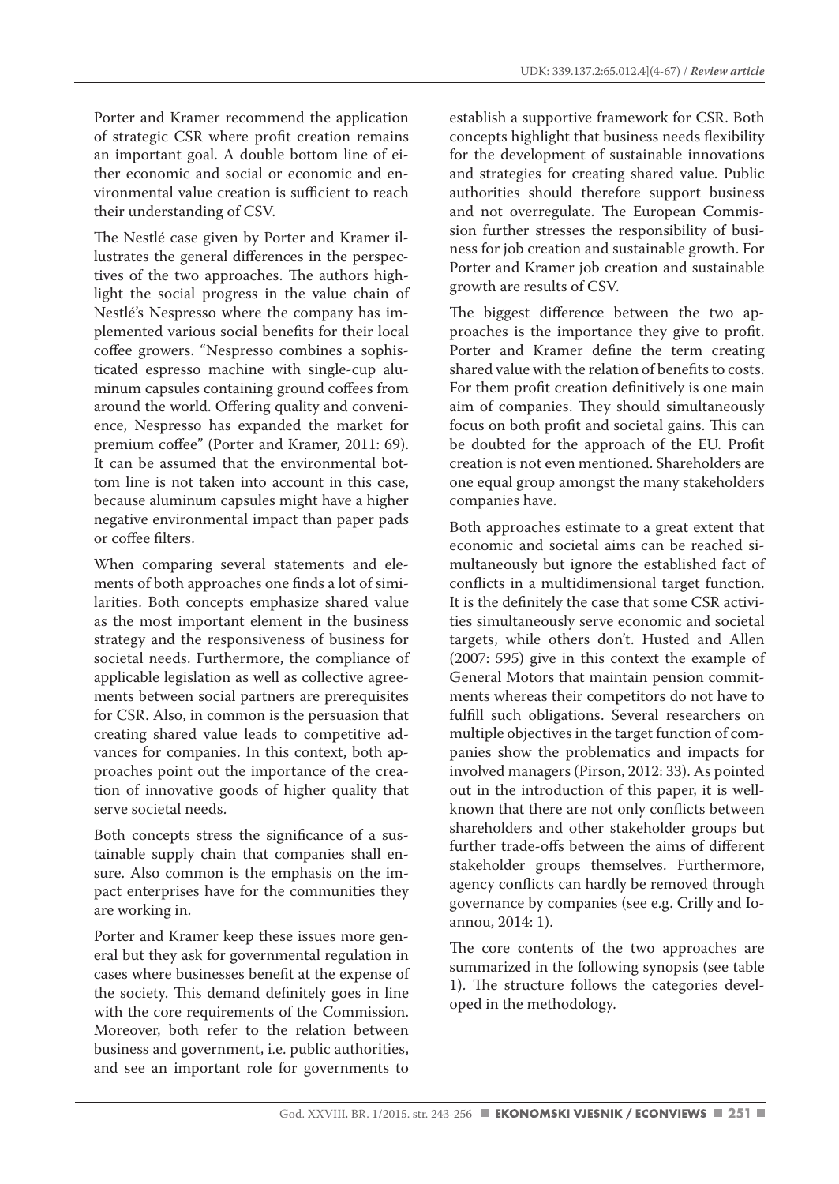Porter and Kramer recommend the application of strategic CSR where profit creation remains an important goal. A double bottom line of either economic and social or economic and environmental value creation is sufficient to reach their understanding of CSV.

The Nestlé case given by Porter and Kramer illustrates the general differences in the perspectives of the two approaches. The authors highlight the social progress in the value chain of Nestlé's Nespresso where the company has implemented various social benefits for their local coffee growers. "Nespresso combines a sophisticated espresso machine with single-cup aluminum capsules containing ground coffees from around the world. Offering quality and convenience, Nespresso has expanded the market for premium coffee" (Porter and Kramer, 2011: 69). It can be assumed that the environmental bottom line is not taken into account in this case, because aluminum capsules might have a higher negative environmental impact than paper pads or coffee filters.

When comparing several statements and elements of both approaches one finds a lot of similarities. Both concepts emphasize shared value as the most important element in the business strategy and the responsiveness of business for societal needs. Furthermore, the compliance of applicable legislation as well as collective agreements between social partners are prerequisites for CSR. Also, in common is the persuasion that creating shared value leads to competitive advances for companies. In this context, both approaches point out the importance of the creation of innovative goods of higher quality that serve societal needs.

Both concepts stress the significance of a sustainable supply chain that companies shall ensure. Also common is the emphasis on the impact enterprises have for the communities they are working in.

Porter and Kramer keep these issues more general but they ask for governmental regulation in cases where businesses benefit at the expense of the society. This demand definitely goes in line with the core requirements of the Commission. Moreover, both refer to the relation between business and government, i.e. public authorities, and see an important role for governments to establish a supportive framework for CSR. Both concepts highlight that business needs flexibility for the development of sustainable innovations and strategies for creating shared value. Public authorities should therefore support business and not overregulate. The European Commission further stresses the responsibility of business for job creation and sustainable growth. For Porter and Kramer job creation and sustainable growth are results of CSV.

The biggest difference between the two approaches is the importance they give to profit. Porter and Kramer define the term creating shared value with the relation of benefits to costs. For them profit creation definitively is one main aim of companies. They should simultaneously focus on both profit and societal gains. This can be doubted for the approach of the EU. Profit creation is not even mentioned. Shareholders are one equal group amongst the many stakeholders companies have.

Both approaches estimate to a great extent that economic and societal aims can be reached simultaneously but ignore the established fact of conflicts in a multidimensional target function. It is the definitely the case that some CSR activities simultaneously serve economic and societal targets, while others don't. Husted and Allen (2007: 595) give in this context the example of General Motors that maintain pension commitments whereas their competitors do not have to fulfill such obligations. Several researchers on multiple objectives in the target function of companies show the problematics and impacts for involved managers (Pirson, 2012: 33). As pointed out in the introduction of this paper, it is well-known that there are not only conflicts between shareholders and other stakeholder groups but further trade-offs between the aims of different stakeholder groups themselves. Furthermore, agency conflicts can hardly be removed through governance by companies (see e.g. Crilly and Ioannou, 2014: 1).

The core contents of the two approaches are summarized in the following synopsis (see table 1). The structure follows the categories developed in the methodology.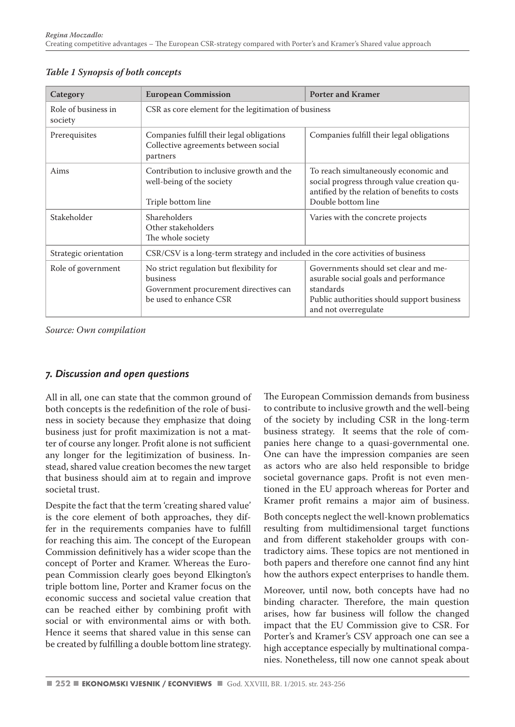*Table 1 Synopsis of both concepts*

| Category | European Commission | Porter and Kramer |
|---|---|---|
| Role of business in society | CSR as core element for the legitimation of business | |
| Prerequisites | Companies fulfill their legal obligations<br>Collective agreements between social partners | Companies fulfill their legal obligations |
| Aims | Contribution to inclusive growth and the well-being of the society<br><br>Triple bottom line | To reach simultaneously economic and social progress through value creation quantified by the relation of benefits to costs<br>Double bottom line |
| Stakeholder | Shareholders<br>Other stakeholders<br>The whole society | Varies with the concrete projects |
| Strategic orientation | CSR/CSV is a long-term strategy and included in the core activities of business | |
| Role of government | No strict regulation but flexibility for business<br>Government procurement directives can be used to enhance CSR | Governments should set clear and measurable social goals and performance standards<br>Public authorities should support business and not overregulate |

*Source: Own compilation*

## *7. Discussion and open questions*

All in all, one can state that the common ground of both concepts is the redefinition of the role of business in society because they emphasize that doing business just for profit maximization is not a matter of course any longer. Profit alone is not sufficient any longer for the legitimization of business. Instead, shared value creation becomes the new target that business should aim at to regain and improve societal trust.

Despite the fact that the term 'creating shared value' is the core element of both approaches, they differ in the requirements companies have to fulfill for reaching this aim. The concept of the European Commission definitively has a wider scope than the concept of Porter and Kramer. Whereas the European Commission clearly goes beyond Elkington's triple bottom line, Porter and Kramer focus on the economic success and societal value creation that can be reached either by combining profit with social or with environmental aims or with both. Hence it seems that shared value in this sense can be created by fulfilling a double bottom line strategy.

The European Commission demands from business to contribute to inclusive growth and the well-being of the society by including CSR in the long-term business strategy. It seems that the role of companies here change to a quasi-governmental one. One can have the impression companies are seen as actors who are also held responsible to bridge societal governance gaps. Profit is not even mentioned in the EU approach whereas for Porter and Kramer profit remains a major aim of business.

Both concepts neglect the well-known problematics resulting from multidimensional target functions and from different stakeholder groups with contradictory aims. These topics are not mentioned in both papers and therefore one cannot find any hint how the authors expect enterprises to handle them.

Moreover, until now, both concepts have had no binding character. Therefore, the main question arises, how far business will follow the changed impact that the EU Commission give to CSR. For Porter's and Kramer's CSV approach one can see a high acceptance especially by multinational companies. Nonetheless, till now one cannot speak about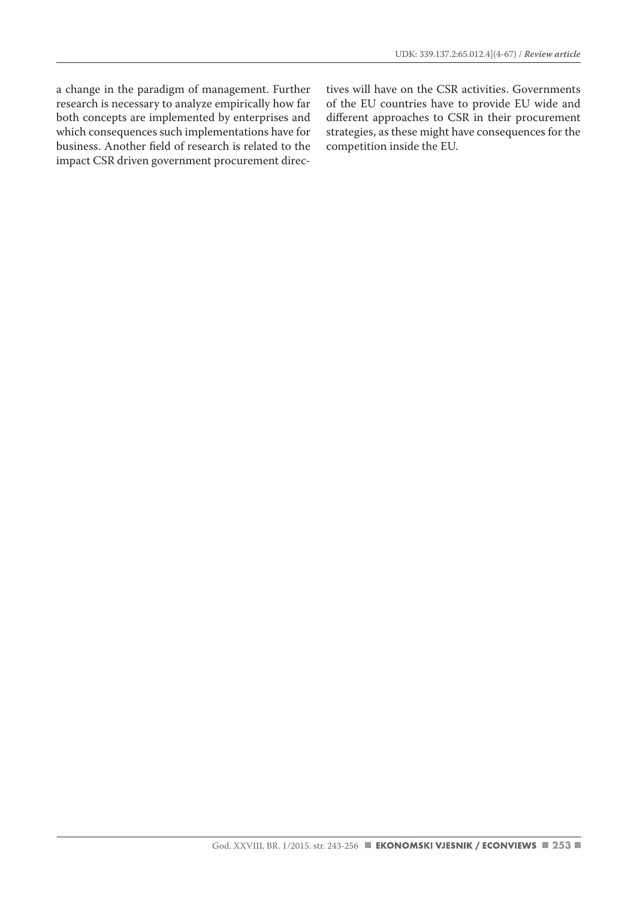a change in the paradigm of management. Further research is necessary to analyze empirically how far both concepts are implemented by enterprises and which consequences such implementations have for business. Another field of research is related to the impact CSR driven government procurement directives will have on the CSR activities. Governments of the EU countries have to provide EU wide and different approaches to CSR in their procurement strategies, as these might have consequences for the competition inside the EU.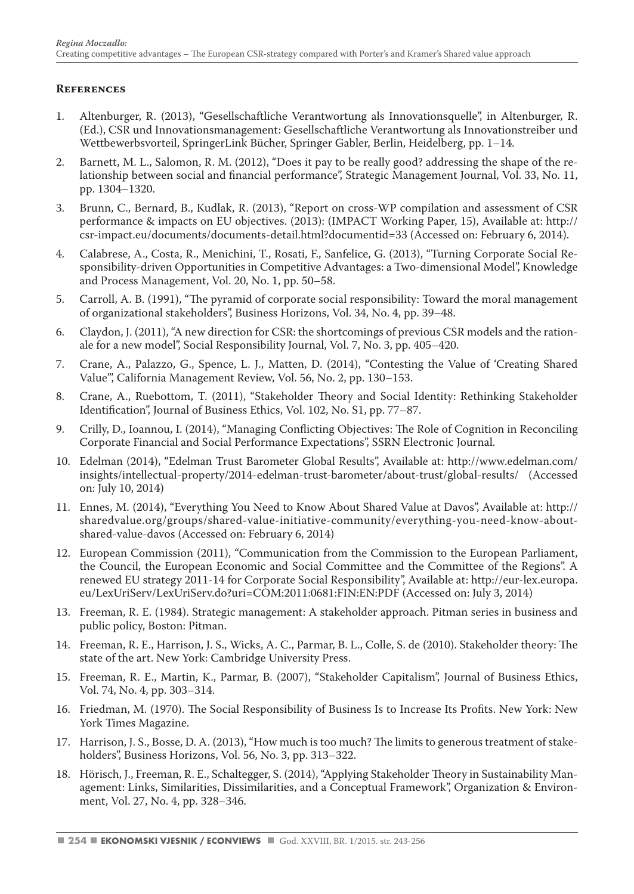## References

1. Altenburger, R. (2013), "Gesellschaftliche Verantwortung als Innovationsquelle", in Altenburger, R. (Ed.), CSR und Innovationsmanagement: Gesellschaftliche Verantwortung als Innovationstreiber und Wettbewerbsvorteil, SpringerLink Bücher, Springer Gabler, Berlin, Heidelberg, pp. 1–14.
2. Barnett, M. L., Salomon, R. M. (2012), "Does it pay to be really good? addressing the shape of the relationship between social and financial performance", Strategic Management Journal, Vol. 33, No. 11, pp. 1304–1320.
3. Brunn, C., Bernard, B., Kudlak, R. (2013), "Report on cross-WP compilation and assessment of CSR performance & impacts on EU objectives. (2013): (IMPACT Working Paper, 15), Available at: http://csr-impact.eu/documents/documents-detail.html?documentid=33 (Accessed on: February 6, 2014).
4. Calabrese, A., Costa, R., Menichini, T., Rosati, F., Sanfelice, G. (2013), "Turning Corporate Social Responsibility-driven Opportunities in Competitive Advantages: a Two-dimensional Model", Knowledge and Process Management, Vol. 20, No. 1, pp. 50–58.
5. Carroll, A. B. (1991), "The pyramid of corporate social responsibility: Toward the moral management of organizational stakeholders", Business Horizons, Vol. 34, No. 4, pp. 39–48.
6. Claydon, J. (2011), "A new direction for CSR: the shortcomings of previous CSR models and the rationale for a new model", Social Responsibility Journal, Vol. 7, No. 3, pp. 405–420.
7. Crane, A., Palazzo, G., Spence, L. J., Matten, D. (2014), "Contesting the Value of 'Creating Shared Value'", California Management Review, Vol. 56, No. 2, pp. 130–153.
8. Crane, A., Ruebottom, T. (2011), "Stakeholder Theory and Social Identity: Rethinking Stakeholder Identification", Journal of Business Ethics, Vol. 102, No. S1, pp. 77–87.
9. Crilly, D., Ioannou, I. (2014), "Managing Conflicting Objectives: The Role of Cognition in Reconciling Corporate Financial and Social Performance Expectations", SSRN Electronic Journal.
10. Edelman (2014), "Edelman Trust Barometer Global Results", Available at: http://www.edelman.com/insights/intellectual-property/2014-edelman-trust-barometer/about-trust/global-results/ (Accessed on: July 10, 2014)
11. Ennes, M. (2014), "Everything You Need to Know About Shared Value at Davos", Available at: http://sharedvalue.org/groups/shared-value-initiative-community/everything-you-need-know-about-shared-value-davos (Accessed on: February 6, 2014)
12. European Commission (2011), "Communication from the Commission to the European Parliament, the Council, the European Economic and Social Committee and the Committee of the Regions". A renewed EU strategy 2011-14 for Corporate Social Responsibility", Available at: http://eur-lex.europa.eu/LexUriServ/LexUriServ.do?uri=COM:2011:0681:FIN:EN:PDF (Accessed on: July 3, 2014)
13. Freeman, R. E. (1984). Strategic management: A stakeholder approach. Pitman series in business and public policy, Boston: Pitman.
14. Freeman, R. E., Harrison, J. S., Wicks, A. C., Parmar, B. L., Colle, S. de (2010). Stakeholder theory: The state of the art. New York: Cambridge University Press.
15. Freeman, R. E., Martin, K., Parmar, B. (2007), "Stakeholder Capitalism", Journal of Business Ethics, Vol. 74, No. 4, pp. 303–314.
16. Friedman, M. (1970). The Social Responsibility of Business Is to Increase Its Profits. New York: New York Times Magazine.
17. Harrison, J. S., Bosse, D. A. (2013), "How much is too much? The limits to generous treatment of stakeholders", Business Horizons, Vol. 56, No. 3, pp. 313–322.
18. Hörisch, J., Freeman, R. E., Schaltegger, S. (2014), "Applying Stakeholder Theory in Sustainability Management: Links, Similarities, Dissimilarities, and a Conceptual Framework", Organization & Environment, Vol. 27, No. 4, pp. 328–346.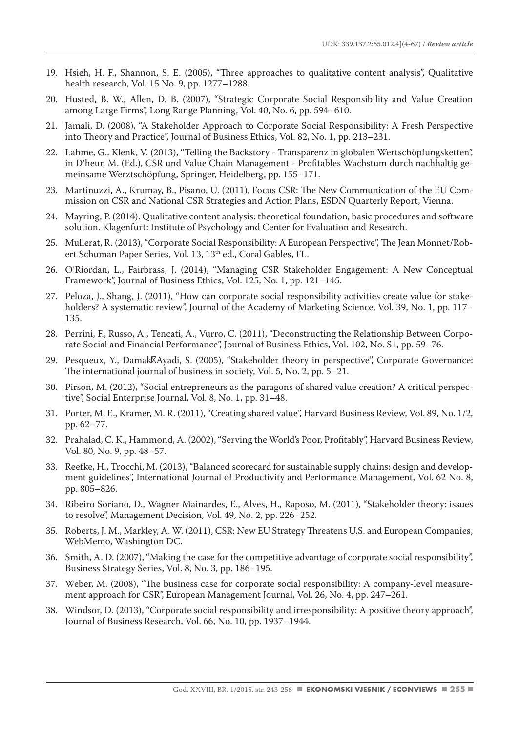19. Hsieh, H. F., Shannon, S. E. (2005), "Three approaches to qualitative content analysis", Qualitative health research, Vol. 15 No. 9, pp. 1277–1288.
20. Husted, B. W., Allen, D. B. (2007), "Strategic Corporate Social Responsibility and Value Creation among Large Firms", Long Range Planning, Vol. 40, No. 6, pp. 594–610.
21. Jamali, D. (2008), "A Stakeholder Approach to Corporate Social Responsibility: A Fresh Perspective into Theory and Practice", Journal of Business Ethics, Vol. 82, No. 1, pp. 213–231.
22. Lahme, G., Klenk, V. (2013), "Telling the Backstory - Transparenz in globalen Wertschöpfungsketten", in D'heur, M. (Ed.), CSR und Value Chain Management - Profitables Wachstum durch nachhaltig gemeinsame Werztschöpfung, Springer, Heidelberg, pp. 155–171.
23. Martinuzzi, A., Krumay, B., Pisano, U. (2011), Focus CSR: The New Communication of the EU Commission on CSR and National CSR Strategies and Action Plans, ESDN Quarterly Report, Vienna.
24. Mayring, P. (2014). Qualitative content analysis: theoretical foundation, basic procedures and software solution. Klagenfurt: Institute of Psychology and Center for Evaluation and Research.
25. Mullerat, R. (2013), "Corporate Social Responsibility: A European Perspective", The Jean Monnet/Robert Schuman Paper Series, Vol. 13, 13th ed., Coral Gables, FL.
26. O'Riordan, L., Fairbrass, J. (2014), "Managing CSR Stakeholder Engagement: A New Conceptual Framework", Journal of Business Ethics, Vol. 125, No. 1, pp. 121–145.
27. Peloza, J., Shang, J. (2011), "How can corporate social responsibility activities create value for stakeholders? A systematic review", Journal of the Academy of Marketing Science, Vol. 39, No. 1, pp. 117–135.
28. Perrini, F., Russo, A., Tencati, A., Vurro, C. (2011), "Deconstructing the Relationship Between Corporate Social and Financial Performance", Journal of Business Ethics, Vol. 102, No. S1, pp. 59–76.
29. Pesqueux, Y., Damak‐Ayadi, S. (2005), "Stakeholder theory in perspective", Corporate Governance: The international journal of business in society, Vol. 5, No. 2, pp. 5–21.
30. Pirson, M. (2012), "Social entrepreneurs as the paragons of shared value creation? A critical perspective", Social Enterprise Journal, Vol. 8, No. 1, pp. 31–48.
31. Porter, M. E., Kramer, M. R. (2011), "Creating shared value", Harvard Business Review, Vol. 89, No. 1/2, pp. 62–77.
32. Prahalad, C. K., Hammond, A. (2002), "Serving the World's Poor, Profitably", Harvard Business Review, Vol. 80, No. 9, pp. 48–57.
33. Reefke, H., Trocchi, M. (2013), "Balanced scorecard for sustainable supply chains: design and development guidelines", International Journal of Productivity and Performance Management, Vol. 62 No. 8, pp. 805–826.
34. Ribeiro Soriano, D., Wagner Mainardes, E., Alves, H., Raposo, M. (2011), "Stakeholder theory: issues to resolve", Management Decision, Vol. 49, No. 2, pp. 226–252.
35. Roberts, J. M., Markley, A. W. (2011), CSR: New EU Strategy Threatens U.S. and European Companies, WebMemo, Washington DC.
36. Smith, A. D. (2007), "Making the case for the competitive advantage of corporate social responsibility", Business Strategy Series, Vol. 8, No. 3, pp. 186–195.
37. Weber, M. (2008), "The business case for corporate social responsibility: A company-level measurement approach for CSR", European Management Journal, Vol. 26, No. 4, pp. 247–261.
38. Windsor, D. (2013), "Corporate social responsibility and irresponsibility: A positive theory approach", Journal of Business Research, Vol. 66, No. 10, pp. 1937–1944.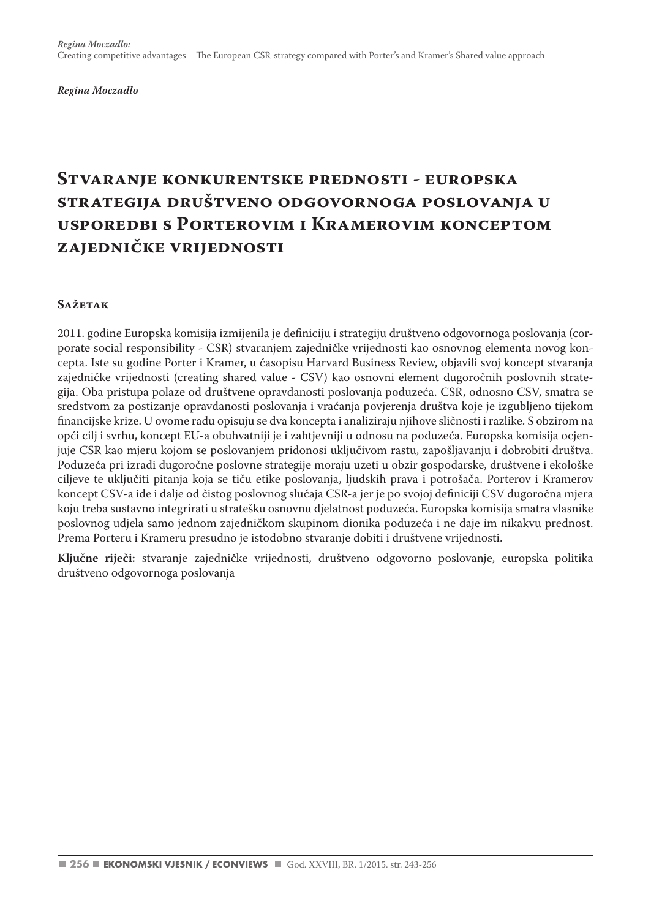*Regina Moczadlo*

# Stvaranje konkurentske prednosti - europska strategija društveno odgovornoga poslovanja u usporedbi s Porterovim i Kramerovim konceptom zajedničke vrijednosti

## Sažetak

2011. godine Europska komisija izmijenila je definiciju i strategiju društveno odgovornoga poslovanja (corporate social responsibility - CSR) stvaranjem zajedničke vrijednosti kao osnovnog elementa novog koncepta. Iste su godine Porter i Kramer, u časopisu Harvard Business Review, objavili svoj koncept stvaranja zajedničke vrijednosti (creating shared value - CSV) kao osnovni element dugoročnih poslovnih strategija. Oba pristupa polaze od društvene opravdanosti poslovanja poduzeća. CSR, odnosno CSV, smatra se sredstvom za postizanje opravdanosti poslovanja i vraćanja povjerenja društva koje je izgubljeno tijekom financijske krize. U ovome radu opisuju se dva koncepta i analiziraju njihove sličnosti i razlike. S obzirom na opći cilj i svrhu, koncept EU-a obuhvatniji je i zahtjevniji u odnosu na poduzeća. Europska komisija ocjenjuje CSR kao mjeru kojom se poslovanjem pridonosi uključivom rastu, zapošljavanju i dobrobiti društva. Poduzeća pri izradi dugoročne poslovne strategije moraju uzeti u obzir gospodarske, društvene i ekološke ciljeve te uključiti pitanja koja se tiču etike poslovanja, ljudskih prava i potrošača. Porterov i Kramerov koncept CSV-a ide i dalje od čistog poslovnog slučaja CSR-a jer je po svojoj definiciji CSV dugoročna mjera koju treba sustavno integrirati u stratešku osnovnu djelatnost poduzeća. Europska komisija smatra vlasnike poslovnog udjela samo jednom zajedničkom skupinom dionika poduzeća i ne daje im nikakvu prednost. Prema Porteru i Krameru presudno je istodobno stvaranje dobiti i društvene vrijednosti.

**Ključne riječi:** stvaranje zajedničke vrijednosti, društveno odgovorno poslovanje, europska politika društveno odgovornoga poslovanja